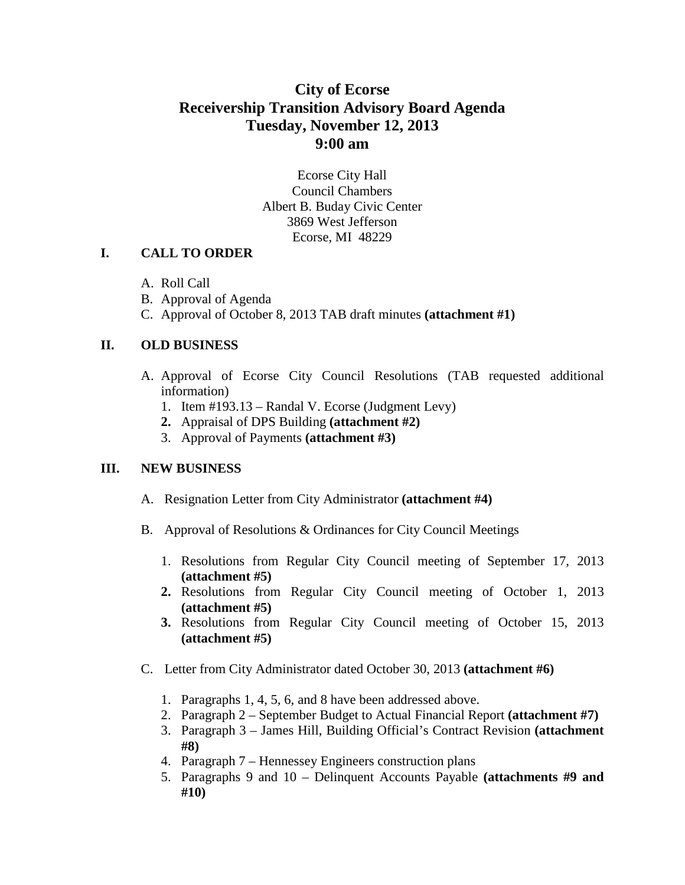# City of Ecorse
# Receivership Transition Advisory Board Agenda
# Tuesday, November 12, 2013
# 9:00 am

Ecorse City Hall
Council Chambers
Albert B. Buday Civic Center
3869 West Jefferson
Ecorse, MI 48229

## I. CALL TO ORDER

A. Roll Call
B. Approval of Agenda
C. Approval of October 8, 2013 TAB draft minutes **(attachment #1)**

## II. OLD BUSINESS

A. Approval of Ecorse City Council Resolutions (TAB requested additional information)
   1. Item #193.13 – Randal V. Ecorse (Judgment Levy)
   2. Appraisal of DPS Building **(attachment #2)**
   3. Approval of Payments **(attachment #3)**

## III. NEW BUSINESS

A. Resignation Letter from City Administrator **(attachment #4)**

B. Approval of Resolutions & Ordinances for City Council Meetings
   1. Resolutions from Regular City Council meeting of September 17, 2013 **(attachment #5)**
   2. Resolutions from Regular City Council meeting of October 1, 2013 **(attachment #5)**
   3. Resolutions from Regular City Council meeting of October 15, 2013 **(attachment #5)**

C. Letter from City Administrator dated October 30, 2013 **(attachment #6)**
   1. Paragraphs 1, 4, 5, 6, and 8 have been addressed above.
   2. Paragraph 2 – September Budget to Actual Financial Report **(attachment #7)**
   3. Paragraph 3 – James Hill, Building Official's Contract Revision **(attachment #8)**
   4. Paragraph 7 – Hennessey Engineers construction plans
   5. Paragraphs 9 and 10 – Delinquent Accounts Payable **(attachments #9 and #10)**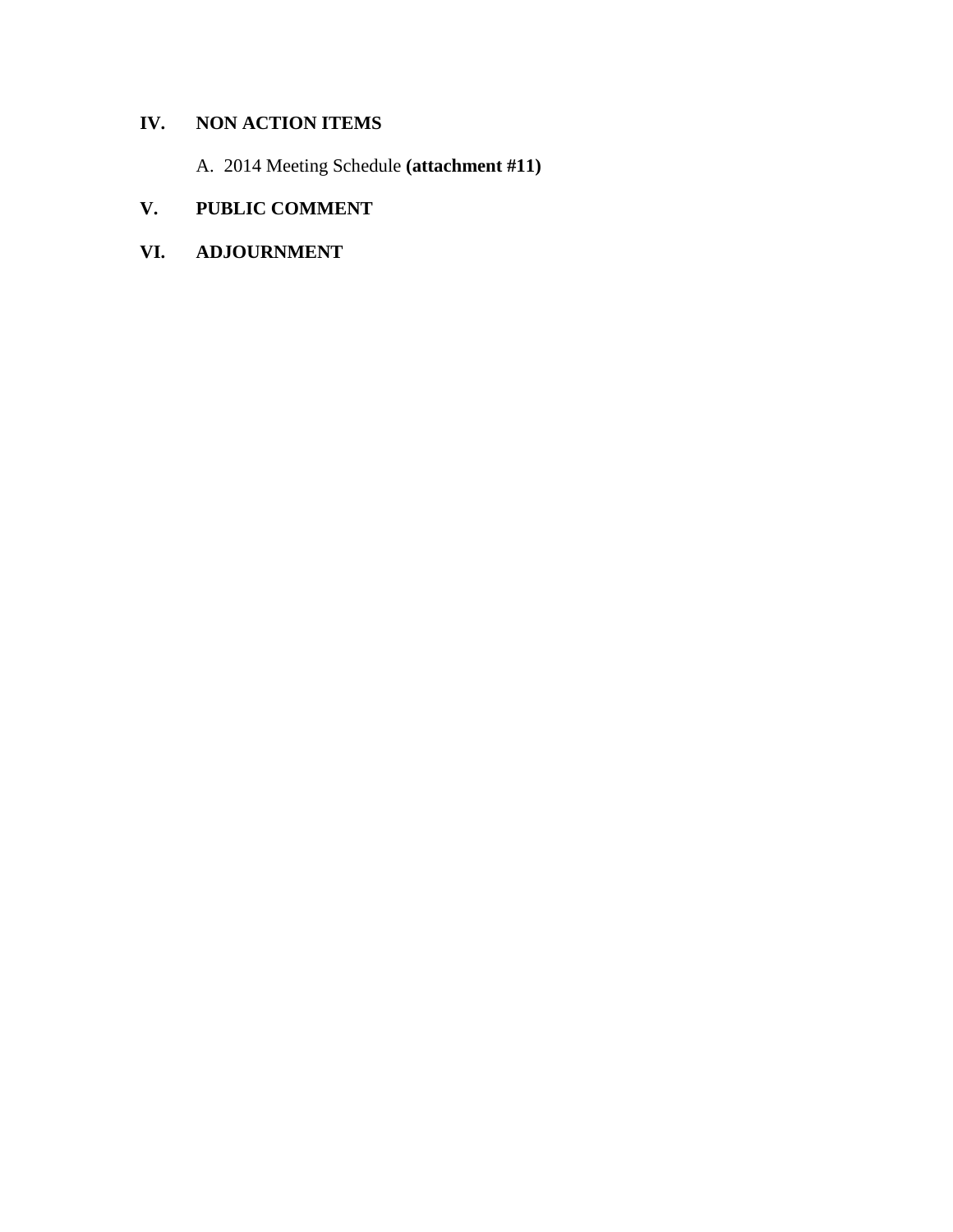**IV. NON ACTION ITEMS**

A. 2014 Meeting Schedule **(attachment #11)**

**V. PUBLIC COMMENT**

**VI. ADJOURNMENT**